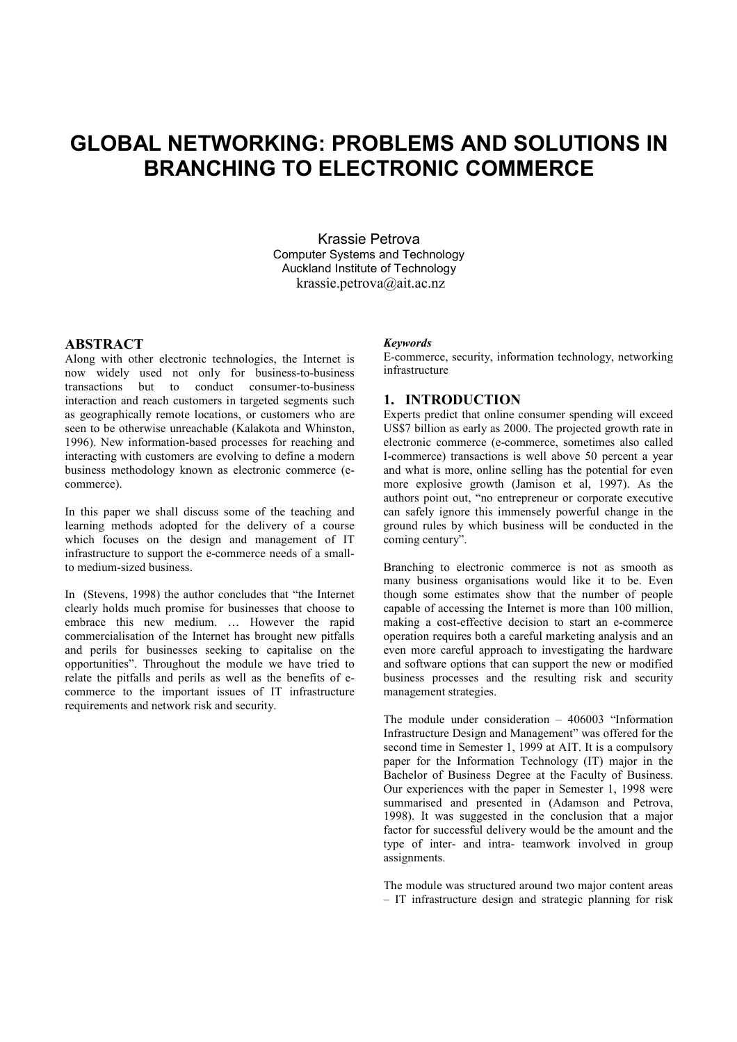# GLOBAL NETWORKING: PROBLEMS AND SOLUTIONS IN BRANCHING TO ELECTRONIC COMMERCE

Krassie Petrova
Computer Systems and Technology
Auckland Institute of Technology
krassie.petrova@ait.ac.nz

## ABSTRACT

Along with other electronic technologies, the Internet is now widely used not only for business-to-business transactions but to conduct consumer-to-business interaction and reach customers in targeted segments such as geographically remote locations, or customers who are seen to be otherwise unreachable (Kalakota and Whinston, 1996). New information-based processes for reaching and interacting with customers are evolving to define a modern business methodology known as electronic commerce (e-commerce).

In this paper we shall discuss some of the teaching and learning methods adopted for the delivery of a course which focuses on the design and management of IT infrastructure to support the e-commerce needs of a small- to medium-sized business.

In (Stevens, 1998) the author concludes that "the Internet clearly holds much promise for businesses that choose to embrace this new medium. … However the rapid commercialisation of the Internet has brought new pitfalls and perils for businesses seeking to capitalise on the opportunities". Throughout the module we have tried to relate the pitfalls and perils as well as the benefits of e-commerce to the important issues of IT infrastructure requirements and network risk and security.

***Keywords***

E-commerce, security, information technology, networking infrastructure

## 1. INTRODUCTION

Experts predict that online consumer spending will exceed US$7 billion as early as 2000. The projected growth rate in electronic commerce (e-commerce, sometimes also called I-commerce) transactions is well above 50 percent a year and what is more, online selling has the potential for even more explosive growth (Jamison et al, 1997). As the authors point out, "no entrepreneur or corporate executive can safely ignore this immensely powerful change in the ground rules by which business will be conducted in the coming century".

Branching to electronic commerce is not as smooth as many business organisations would like it to be. Even though some estimates show that the number of people capable of accessing the Internet is more than 100 million, making a cost-effective decision to start an e-commerce operation requires both a careful marketing analysis and an even more careful approach to investigating the hardware and software options that can support the new or modified business processes and the resulting risk and security management strategies.

The module under consideration – 406003 "Information Infrastructure Design and Management" was offered for the second time in Semester 1, 1999 at AIT. It is a compulsory paper for the Information Technology (IT) major in the Bachelor of Business Degree at the Faculty of Business. Our experiences with the paper in Semester 1, 1998 were summarised and presented in (Adamson and Petrova, 1998). It was suggested in the conclusion that a major factor for successful delivery would be the amount and the type of inter- and intra- teamwork involved in group assignments.

The module was structured around two major content areas – IT infrastructure design and strategic planning for risk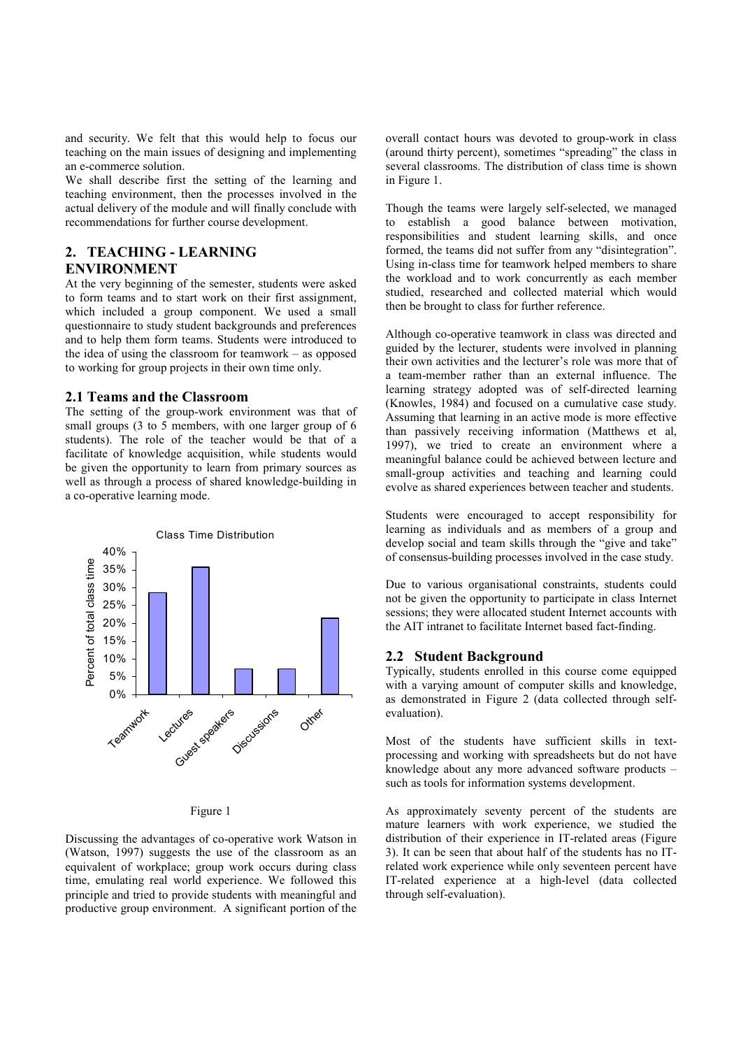and security. We felt that this would help to focus our teaching on the main issues of designing and implementing an e-commerce solution.

We shall describe first the setting of the learning and teaching environment, then the processes involved in the actual delivery of the module and will finally conclude with recommendations for further course development.

## 2. TEACHING - LEARNING ENVIRONMENT

At the very beginning of the semester, students were asked to form teams and to start work on their first assignment, which included a group component. We used a small questionnaire to study student backgrounds and preferences and to help them form teams. Students were introduced to the idea of using the classroom for teamwork – as opposed to working for group projects in their own time only.

### 2.1 Teams and the Classroom

The setting of the group-work environment was that of small groups (3 to 5 members, with one larger group of 6 students). The role of the teacher would be that of a facilitate of knowledge acquisition, while students would be given the opportunity to learn from primary sources as well as through a process of shared knowledge-building in a co-operative learning mode.

Figure 1

Discussing the advantages of co-operative work Watson in (Watson, 1997) suggests the use of the classroom as an equivalent of workplace; group work occurs during class time, emulating real world experience. We followed this principle and tried to provide students with meaningful and productive group environment. A significant portion of the overall contact hours was devoted to group-work in class (around thirty percent), sometimes "spreading" the class in several classrooms. The distribution of class time is shown in Figure 1.

Though the teams were largely self-selected, we managed to establish a good balance between motivation, responsibilities and student learning skills, and once formed, the teams did not suffer from any "disintegration". Using in-class time for teamwork helped members to share the workload and to work concurrently as each member studied, researched and collected material which would then be brought to class for further reference.

Although co-operative teamwork in class was directed and guided by the lecturer, students were involved in planning their own activities and the lecturer's role was more that of a team-member rather than an external influence. The learning strategy adopted was of self-directed learning (Knowles, 1984) and focused on a cumulative case study. Assuming that learning in an active mode is more effective than passively receiving information (Matthews et al, 1997), we tried to create an environment where a meaningful balance could be achieved between lecture and small-group activities and teaching and learning could evolve as shared experiences between teacher and students.

Students were encouraged to accept responsibility for learning as individuals and as members of a group and develop social and team skills through the "give and take" of consensus-building processes involved in the case study.

Due to various organisational constraints, students could not be given the opportunity to participate in class Internet sessions; they were allocated student Internet accounts with the AIT intranet to facilitate Internet based fact-finding.

### 2.2 Student Background

Typically, students enrolled in this course come equipped with a varying amount of computer skills and knowledge, as demonstrated in Figure 2 (data collected through self-evaluation).

Most of the students have sufficient skills in text-processing and working with spreadsheets but do not have knowledge about any more advanced software products – such as tools for information systems development.

As approximately seventy percent of the students are mature learners with work experience, we studied the distribution of their experience in IT-related areas (Figure 3). It can be seen that about half of the students has no IT-related work experience while only seventeen percent have IT-related experience at a high-level (data collected through self-evaluation).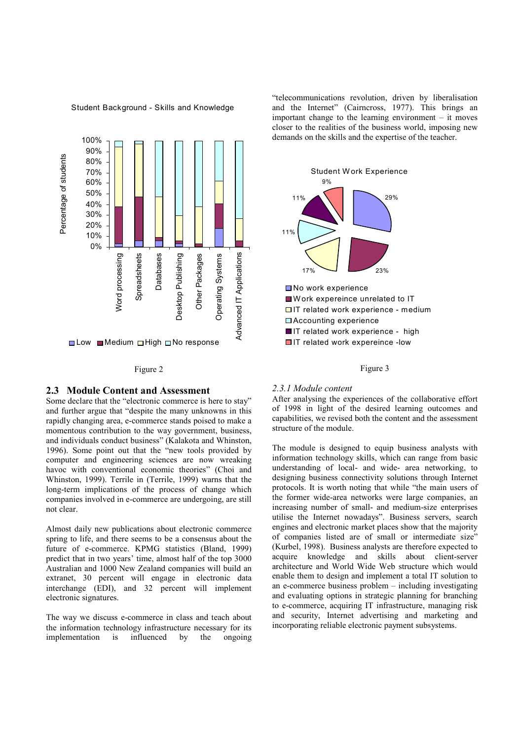Student Background - Skills and Knowledge

Figure 2

"telecommunications revolution, driven by liberalisation and the Internet" (Cairncross, 1977). This brings an important change to the learning environment – it moves closer to the realities of the business world, imposing new demands on the skills and the expertise of the teacher.

Student Work Experience

Figure 3

## 2.3 Module Content and Assessment

Some declare that the "electronic commerce is here to stay" and further argue that "despite the many unknowns in this rapidly changing area, e-commerce stands poised to make a momentous contribution to the way government, business, and individuals conduct business" (Kalakota and Whinston, 1996). Some point out that the "new tools provided by computer and engineering sciences are now wreaking havoc with conventional economic theories" (Choi and Whinston, 1999). Terrile in (Terrile, 1999) warns that the long-term implications of the process of change which companies involved in e-commerce are undergoing, are still not clear.

Almost daily new publications about electronic commerce spring to life, and there seems to be a consensus about the future of e-commerce. KPMG statistics (Bland, 1999) predict that in two years' time, almost half of the top 3000 Australian and 1000 New Zealand companies will build an extranet, 30 percent will engage in electronic data interchange (EDI), and 32 percent will implement electronic signatures.

The way we discuss e-commerce in class and teach about the information technology infrastructure necessary for its implementation is influenced by the ongoing "telecommunications revolution, driven by liberalisation and the Internet" (Cairncross, 1977).

### 2.3.1 Module content

After analysing the experiences of the collaborative effort of 1998 in light of the desired learning outcomes and capabilities, we revised both the content and the assessment structure of the module.

The module is designed to equip business analysts with information technology skills, which can range from basic understanding of local- and wide- area networking, to designing business connectivity solutions through Internet protocols. It is worth noting that while "the main users of the former wide-area networks were large companies, an increasing number of small- and medium-size enterprises utilise the Internet nowadays". Business servers, search engines and electronic market places show that the majority of companies listed are of small or intermediate size" (Kurbel, 1998). Business analysts are therefore expected to acquire knowledge and skills about client-server architecture and World Wide Web structure which would enable them to design and implement a total IT solution to an e-commerce business problem – including investigating and evaluating options in strategic planning for branching to e-commerce, acquiring IT infrastructure, managing risk and security, Internet advertising and marketing and incorporating reliable electronic payment subsystems.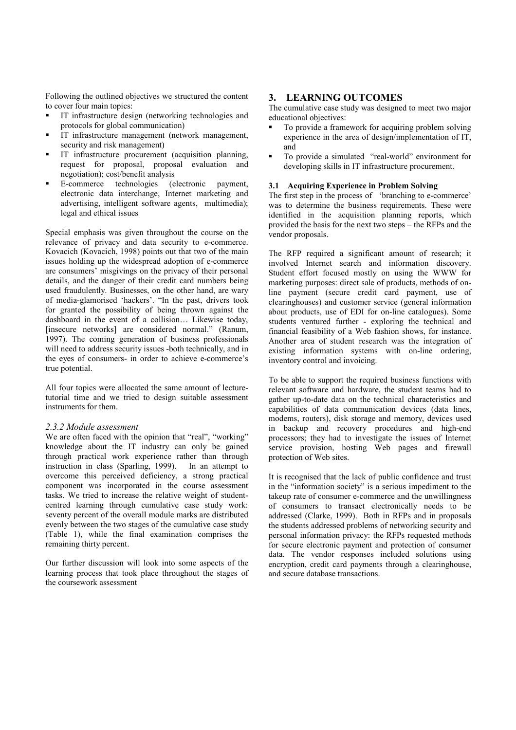Following the outlined objectives we structured the content to cover four main topics:

- IT infrastructure design (networking technologies and protocols for global communication)
- IT infrastructure management (network management, security and risk management)
- IT infrastructure procurement (acquisition planning, request for proposal, proposal evaluation and negotiation); cost/benefit analysis
- E-commerce technologies (electronic payment, electronic data interchange, Internet marketing and advertising, intelligent software agents, multimedia); legal and ethical issues

Special emphasis was given throughout the course on the relevance of privacy and data security to e-commerce. Kovacich (Kovacich, 1998) points out that two of the main issues holding up the widespread adoption of e-commerce are consumers' misgivings on the privacy of their personal details, and the danger of their credit card numbers being used fraudulently. Businesses, on the other hand, are wary of media-glamorised 'hackers'. "In the past, drivers took for granted the possibility of being thrown against the dashboard in the event of a collision… Likewise today, [insecure networks] are considered normal." (Ranum, 1997). The coming generation of business professionals will need to address security issues -both technically, and in the eyes of consumers- in order to achieve e-commerce's true potential.

All four topics were allocated the same amount of lecture-tutorial time and we tried to design suitable assessment instruments for them.

### *2.3.2 Module assessment*

We are often faced with the opinion that "real", "working" knowledge about the IT industry can only be gained through practical work experience rather than through instruction in class (Sparling, 1999). In an attempt to overcome this perceived deficiency, a strong practical component was incorporated in the course assessment tasks. We tried to increase the relative weight of student-centred learning through cumulative case study work: seventy percent of the overall module marks are distributed evenly between the two stages of the cumulative case study (Table 1), while the final examination comprises the remaining thirty percent.

Our further discussion will look into some aspects of the learning process that took place throughout the stages of the coursework assessment

## 3. LEARNING OUTCOMES

The cumulative case study was designed to meet two major educational objectives:

- To provide a framework for acquiring problem solving experience in the area of design/implementation of IT, and
- To provide a simulated "real-world" environment for developing skills in IT infrastructure procurement.

### 3.1 Acquiring Experience in Problem Solving

The first step in the process of 'branching to e-commerce' was to determine the business requirements. These were identified in the acquisition planning reports, which provided the basis for the next two steps – the RFPs and the vendor proposals.

The RFP required a significant amount of research; it involved Internet search and information discovery. Student effort focused mostly on using the WWW for marketing purposes: direct sale of products, methods of on-line payment (secure credit card payment, use of clearinghouses) and customer service (general information about products, use of EDI for on-line catalogues). Some students ventured further - exploring the technical and financial feasibility of a Web fashion shows, for instance. Another area of student research was the integration of existing information systems with on-line ordering, inventory control and invoicing.

To be able to support the required business functions with relevant software and hardware, the student teams had to gather up-to-date data on the technical characteristics and capabilities of data communication devices (data lines, modems, routers), disk storage and memory, devices used in backup and recovery procedures and high-end processors; they had to investigate the issues of Internet service provision, hosting Web pages and firewall protection of Web sites.

It is recognised that the lack of public confidence and trust in the "information society" is a serious impediment to the takeup rate of consumer e-commerce and the unwillingness of consumers to transact electronically needs to be addressed (Clarke, 1999). Both in RFPs and in proposals the students addressed problems of networking security and personal information privacy: the RFPs requested methods for secure electronic payment and protection of consumer data. The vendor responses included solutions using encryption, credit card payments through a clearinghouse, and secure database transactions.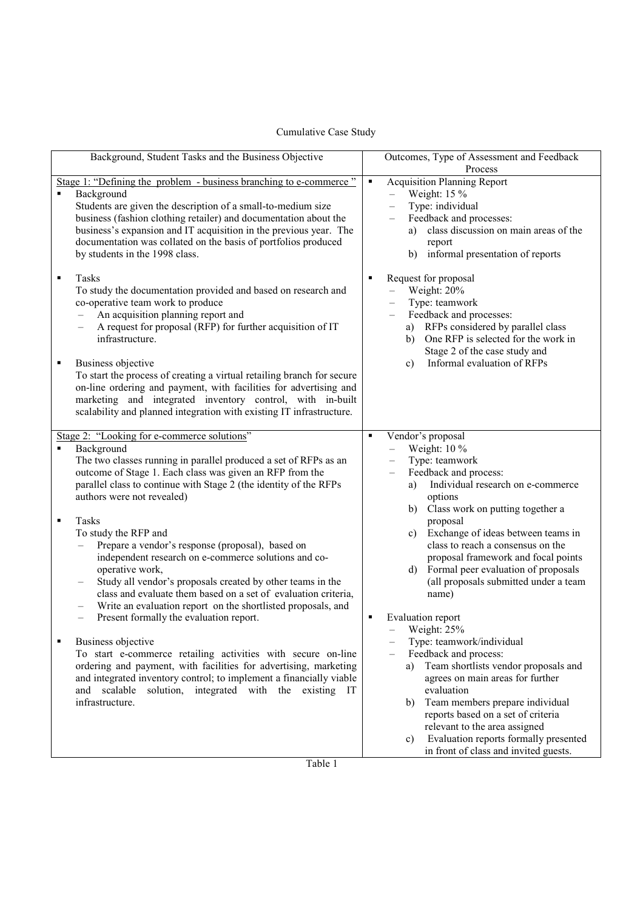Cumulative Case Study

| Background, Student Tasks and the Business Objective | Outcomes, Type of Assessment and Feedback Process |
| --- | --- |
| Stage 1: "Defining the problem - business branching to e-commerce "<br>▪ Background<br>Students are given the description of a small-to-medium size business (fashion clothing retailer) and documentation about the business's expansion and IT acquisition in the previous year. The documentation was collated on the basis of portfolios produced by students in the 1998 class.<br><br>▪ Tasks<br>To study the documentation provided and based on research and co-operative team work to produce<br>– An acquisition planning report and<br>– A request for proposal (RFP) for further acquisition of IT infrastructure.<br><br>▪ Business objective<br>To start the process of creating a virtual retailing branch for secure on-line ordering and payment, with facilities for advertising and marketing and integrated inventory control, with in-built scalability and planned integration with existing IT infrastructure. | ▪ Acquisition Planning Report<br>– Weight: 15 %<br>– Type: individual<br>– Feedback and processes:<br>a) class discussion on main areas of the report<br>b) informal presentation of reports<br><br>▪ Request for proposal<br>– Weight: 20%<br>– Type: teamwork<br>– Feedback and processes:<br>a) RFPs considered by parallel class<br>b) One RFP is selected for the work in Stage 2 of the case study and<br>c) Informal evaluation of RFPs |
| Stage 2: "Looking for e-commerce solutions"<br>▪ Background<br>The two classes running in parallel produced a set of RFPs as an outcome of Stage 1. Each class was given an RFP from the parallel class to continue with Stage 2 (the identity of the RFPs authors were not revealed)<br><br>▪ Tasks<br>To study the RFP and<br>– Prepare a vendor's response (proposal), based on independent research on e-commerce solutions and co-operative work,<br>– Study all vendor's proposals created by other teams in the class and evaluate them based on a set of evaluation criteria,<br>– Write an evaluation report on the shortlisted proposals, and<br>– Present formally the evaluation report.<br><br>▪ Business objective<br>To start e-commerce retailing activities with secure on-line ordering and payment, with facilities for advertising, marketing and integrated inventory control; to implement a financially viable and scalable solution, integrated with the existing IT infrastructure. | ▪ Vendor's proposal<br>– Weight: 10 %<br>– Type: teamwork<br>– Feedback and process:<br>a) Individual research on e-commerce options<br>b) Class work on putting together a proposal<br>c) Exchange of ideas between teams in class to reach a consensus on the proposal framework and focal points<br>d) Formal peer evaluation of proposals (all proposals submitted under a team name)<br><br>▪ Evaluation report<br>– Weight: 25%<br>– Type: teamwork/individual<br>– Feedback and process:<br>a) Team shortlists vendor proposals and agrees on main areas for further evaluation<br>b) Team members prepare individual reports based on a set of criteria relevant to the area assigned<br>c) Evaluation reports formally presented in front of class and invited guests. |

Table 1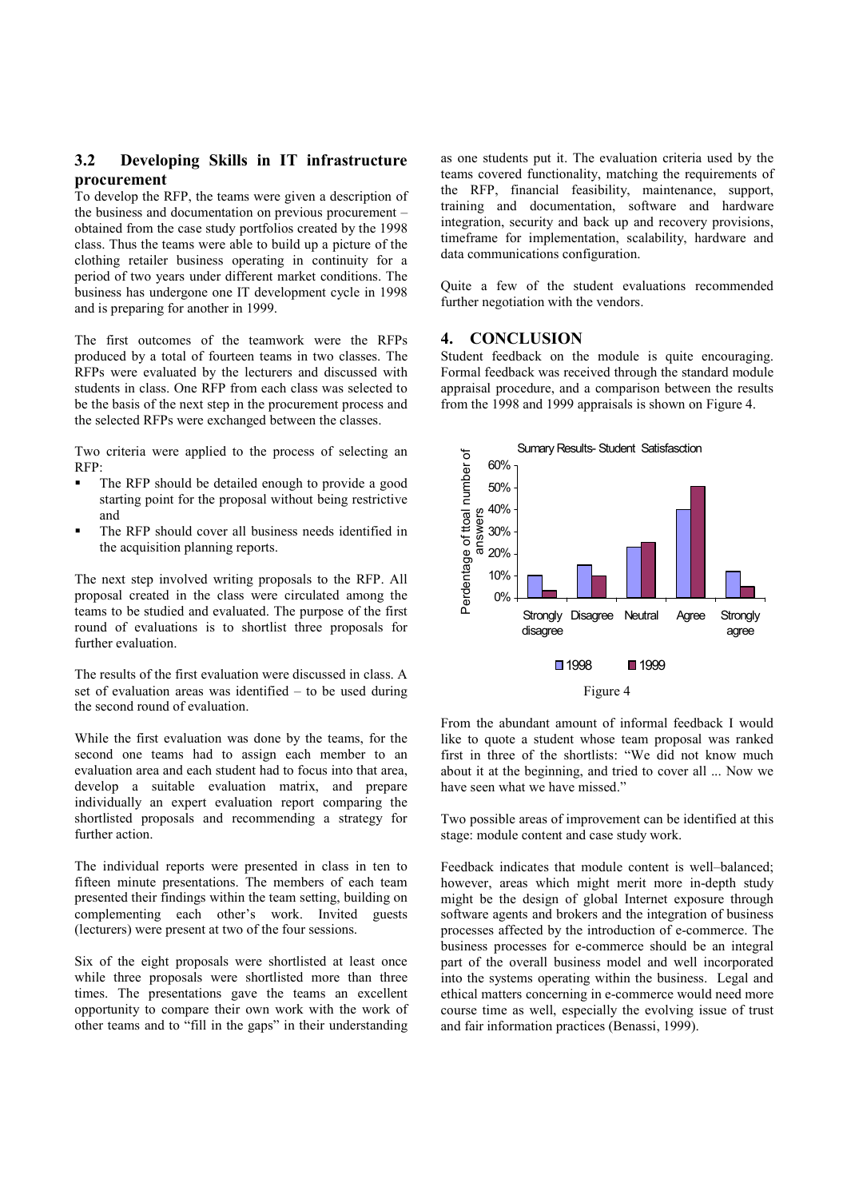### 3.2 Developing Skills in IT infrastructure procurement

To develop the RFP, the teams were given a description of the business and documentation on previous procurement – obtained from the case study portfolios created by the 1998 class. Thus the teams were able to build up a picture of the clothing retailer business operating in continuity for a period of two years under different market conditions. The business has undergone one IT development cycle in 1998 and is preparing for another in 1999.

The first outcomes of the teamwork were the RFPs produced by a total of fourteen teams in two classes. The RFPs were evaluated by the lecturers and discussed with students in class. One RFP from each class was selected to be the basis of the next step in the procurement process and the selected RFPs were exchanged between the classes.

Two criteria were applied to the process of selecting an RFP:

- The RFP should be detailed enough to provide a good starting point for the proposal without being restrictive and
- The RFP should cover all business needs identified in the acquisition planning reports.

The next step involved writing proposals to the RFP. All proposal created in the class were circulated among the teams to be studied and evaluated. The purpose of the first round of evaluations is to shortlist three proposals for further evaluation.

The results of the first evaluation were discussed in class. A set of evaluation areas was identified – to be used during the second round of evaluation.

While the first evaluation was done by the teams, for the second one teams had to assign each member to an evaluation area and each student had to focus into that area, develop a suitable evaluation matrix, and prepare individually an expert evaluation report comparing the shortlisted proposals and recommending a strategy for further action.

The individual reports were presented in class in ten to fifteen minute presentations. The members of each team presented their findings within the team setting, building on complementing each other's work. Invited guests (lecturers) were present at two of the four sessions.

Six of the eight proposals were shortlisted at least once while three proposals were shortlisted more than three times. The presentations gave the teams an excellent opportunity to compare their own work with the work of other teams and to "fill in the gaps" in their understanding as one students put it. The evaluation criteria used by the teams covered functionality, matching the requirements of the RFP, financial feasibility, maintenance, support, training and documentation, software and hardware integration, security and back up and recovery provisions, timeframe for implementation, scalability, hardware and data communications configuration.

Quite a few of the student evaluations recommended further negotiation with the vendors.

## 4. CONCLUSION

Student feedback on the module is quite encouraging. Formal feedback was received through the standard module appraisal procedure, and a comparison between the results from the 1998 and 1999 appraisals is shown on Figure 4.

Figure 4

From the abundant amount of informal feedback I would like to quote a student whose team proposal was ranked first in three of the shortlists: "We did not know much about it at the beginning, and tried to cover all ... Now we have seen what we have missed."

Two possible areas of improvement can be identified at this stage: module content and case study work.

Feedback indicates that module content is well–balanced; however, areas which might merit more in-depth study might be the design of global Internet exposure through software agents and brokers and the integration of business processes affected by the introduction of e-commerce. The business processes for e-commerce should be an integral part of the overall business model and well incorporated into the systems operating within the business. Legal and ethical matters concerning in e-commerce would need more course time as well, especially the evolving issue of trust and fair information practices (Benassi, 1999).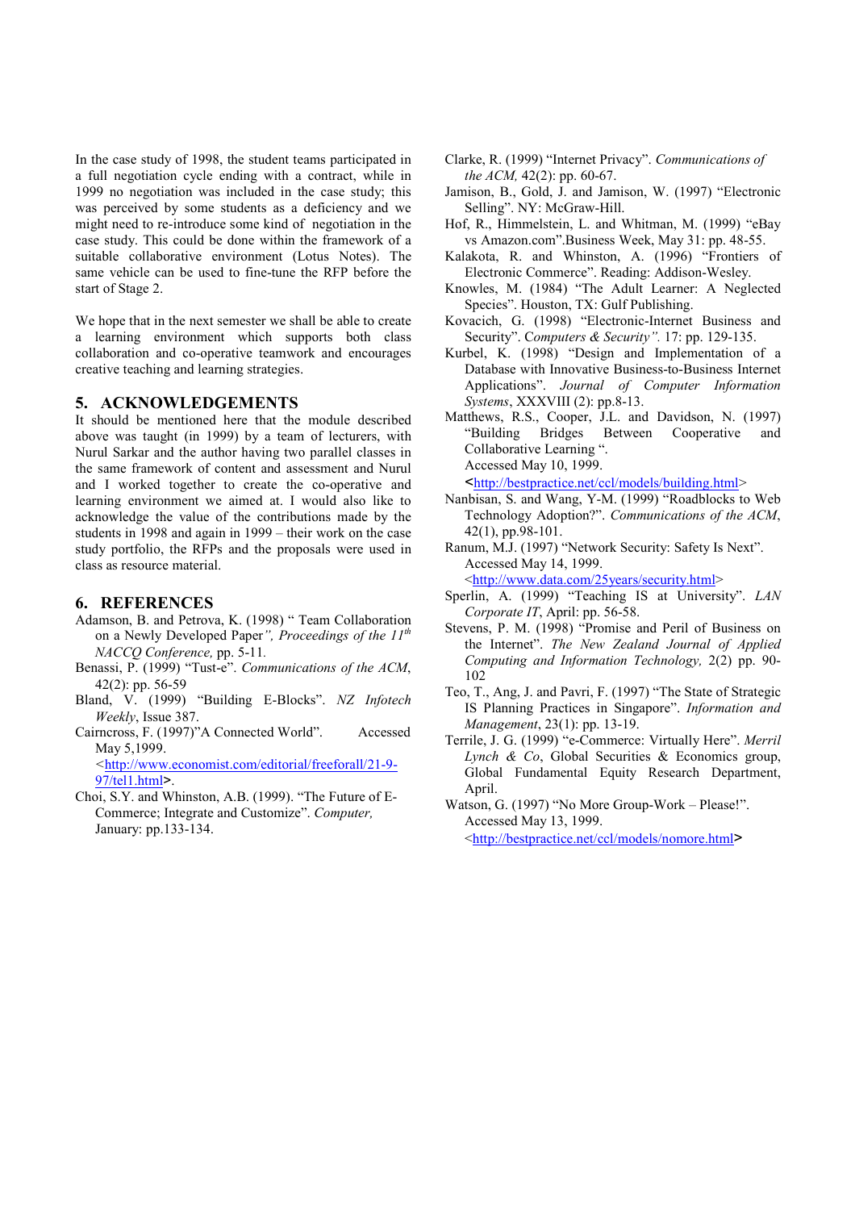In the case study of 1998, the student teams participated in a full negotiation cycle ending with a contract, while in 1999 no negotiation was included in the case study; this was perceived by some students as a deficiency and we might need to re-introduce some kind of negotiation in the case study. This could be done within the framework of a suitable collaborative environment (Lotus Notes). The same vehicle can be used to fine-tune the RFP before the start of Stage 2.

We hope that in the next semester we shall be able to create a learning environment which supports both class collaboration and co-operative teamwork and encourages creative teaching and learning strategies.

## 5. ACKNOWLEDGEMENTS

It should be mentioned here that the module described above was taught (in 1999) by a team of lecturers, with Nurul Sarkar and the author having two parallel classes in the same framework of content and assessment and Nurul and I worked together to create the co-operative and learning environment we aimed at. I would also like to acknowledge the value of the contributions made by the students in 1998 and again in 1999 – their work on the case study portfolio, the RFPs and the proposals were used in class as resource material.

## 6. REFERENCES

Adamson, B. and Petrova, K. (1998) " Team Collaboration on a Newly Developed Paper*", Proceedings of the 11th NACCQ Conference,* pp. 5-11.

Benassi, P. (1999) "Tust-e". *Communications of the ACM*, 42(2): pp. 56-59

Bland, V. (1999) "Building E-Blocks". *NZ Infotech Weekly*, Issue 387.

Cairncross, F. (1997)"A Connected World". Accessed May 5,1999. <http://www.economist.com/editorial/freeforall/21-9-97/tel1.html>.

Choi, S.Y. and Whinston, A.B. (1999). "The Future of E-Commerce; Integrate and Customize". *Computer,* January: pp.133-134.

Clarke, R. (1999) "Internet Privacy". *Communications of the ACM,* 42(2): pp. 60-67.

Jamison, B., Gold, J. and Jamison, W. (1997) "Electronic Selling". NY: McGraw-Hill.

Hof, R., Himmelstein, L. and Whitman, M. (1999) "eBay vs Amazon.com".Business Week, May 31: pp. 48-55.

Kalakota, R. and Whinston, A. (1996) "Frontiers of Electronic Commerce". Reading: Addison-Wesley.

Knowles, M. (1984) "The Adult Learner: A Neglected Species". Houston, TX: Gulf Publishing.

Kovacich, G. (1998) "Electronic-Internet Business and Security". *Computers & Security".* 17: pp. 129-135.

Kurbel, K. (1998) "Design and Implementation of a Database with Innovative Business-to-Business Internet Applications". *Journal of Computer Information Systems*, XXXVIII (2): pp.8-13.

Matthews, R.S., Cooper, J.L. and Davidson, N. (1997) "Building Bridges Between Cooperative and Collaborative Learning ". Accessed May 10, 1999. <http://bestpractice.net/ccl/models/building.html>

Nanbisan, S. and Wang, Y-M. (1999) "Roadblocks to Web Technology Adoption?". *Communications of the ACM*, 42(1), pp.98-101.

Ranum, M.J. (1997) "Network Security: Safety Is Next". Accessed May 14, 1999. <http://www.data.com/25years/security.html>

Sperlin, A. (1999) "Teaching IS at University". *LAN Corporate IT*, April: pp. 56-58.

Stevens, P. M. (1998) "Promise and Peril of Business on the Internet". *The New Zealand Journal of Applied Computing and Information Technology,* 2(2) pp. 90-102

Teo, T., Ang, J. and Pavri, F. (1997) "The State of Strategic IS Planning Practices in Singapore". *Information and Management*, 23(1): pp. 13-19.

Terrile, J. G. (1999) "e-Commerce: Virtually Here". *Merril Lynch & Co*, Global Securities & Economics group, Global Fundamental Equity Research Department, April.

Watson, G. (1997) "No More Group-Work – Please!". Accessed May 13, 1999. <http://bestpractice.net/ccl/models/nomore.html>